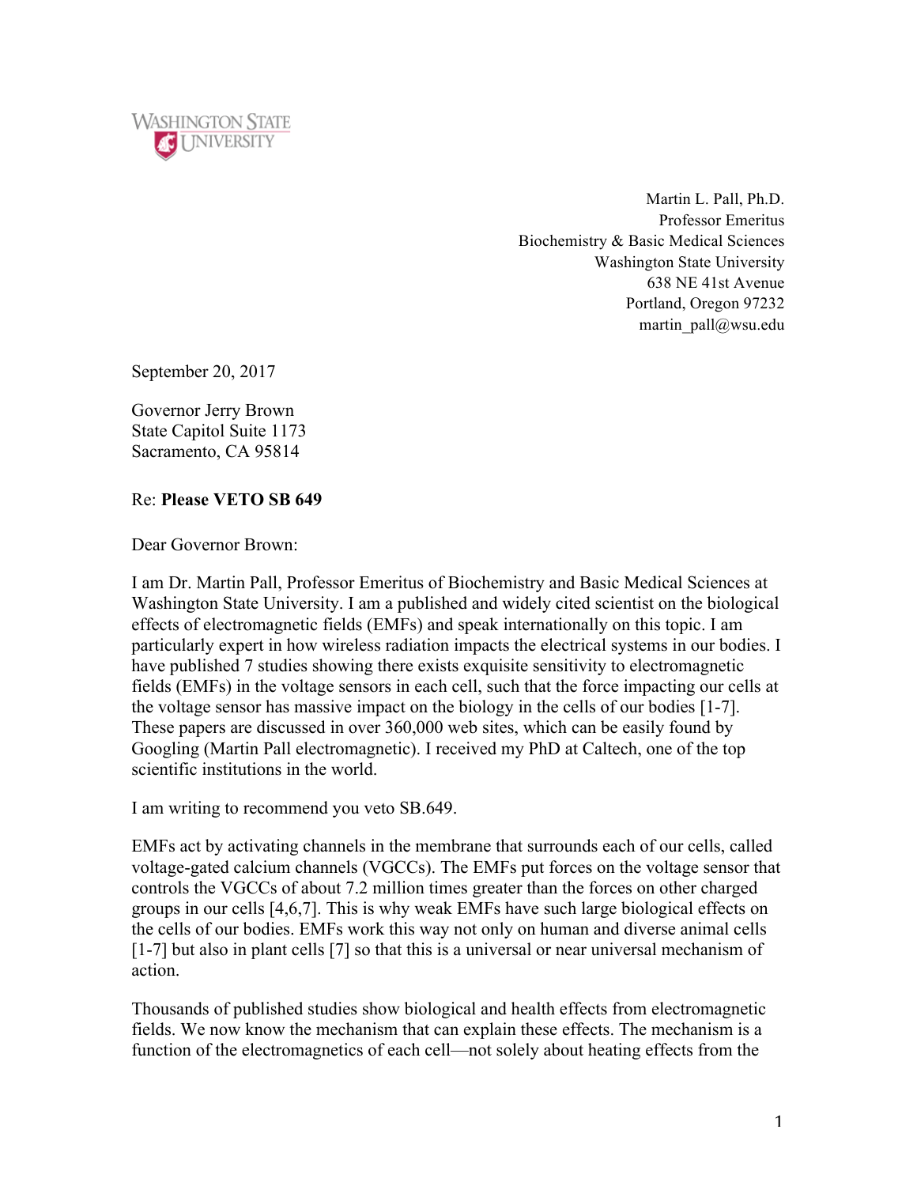WASHINGTON STATE UNIVERSITY

Martin L. Pall, Ph.D.
Professor Emeritus
Biochemistry & Basic Medical Sciences
Washington State University
638 NE 41st Avenue
Portland, Oregon 97232
martin_pall@wsu.edu

September 20, 2017

Governor Jerry Brown
State Capitol Suite 1173
Sacramento, CA 95814

Re: **Please VETO SB 649**

Dear Governor Brown:

I am Dr. Martin Pall, Professor Emeritus of Biochemistry and Basic Medical Sciences at Washington State University. I am a published and widely cited scientist on the biological effects of electromagnetic fields (EMFs) and speak internationally on this topic. I am particularly expert in how wireless radiation impacts the electrical systems in our bodies. I have published 7 studies showing there exists exquisite sensitivity to electromagnetic fields (EMFs) in the voltage sensors in each cell, such that the force impacting our cells at the voltage sensor has massive impact on the biology in the cells of our bodies [1-7]. These papers are discussed in over 360,000 web sites, which can be easily found by Googling (Martin Pall electromagnetic). I received my PhD at Caltech, one of the top scientific institutions in the world.

I am writing to recommend you veto SB.649.

EMFs act by activating channels in the membrane that surrounds each of our cells, called voltage-gated calcium channels (VGCCs). The EMFs put forces on the voltage sensor that controls the VGCCs of about 7.2 million times greater than the forces on other charged groups in our cells [4,6,7]. This is why weak EMFs have such large biological effects on the cells of our bodies. EMFs work this way not only on human and diverse animal cells [1-7] but also in plant cells [7] so that this is a universal or near universal mechanism of action.

Thousands of published studies show biological and health effects from electromagnetic fields. We now know the mechanism that can explain these effects. The mechanism is a function of the electromagnetics of each cell—not solely about heating effects from the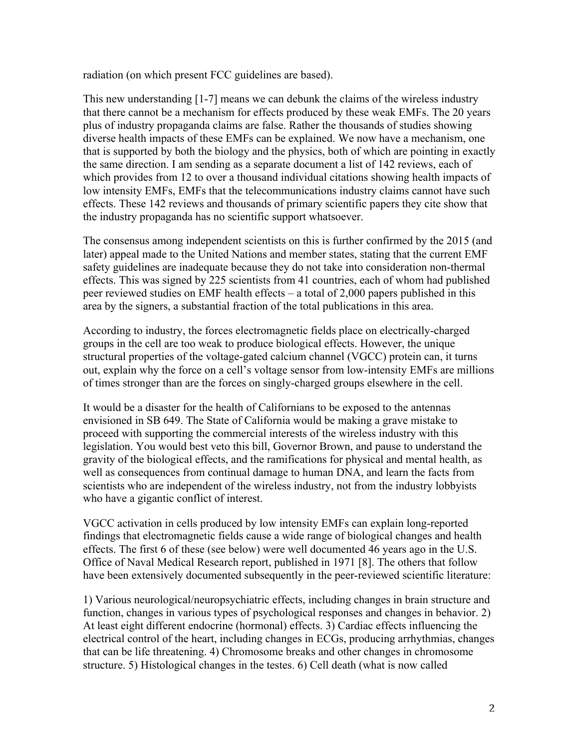radiation (on which present FCC guidelines are based).

This new understanding [1-7] means we can debunk the claims of the wireless industry that there cannot be a mechanism for effects produced by these weak EMFs. The 20 years plus of industry propaganda claims are false. Rather the thousands of studies showing diverse health impacts of these EMFs can be explained. We now have a mechanism, one that is supported by both the biology and the physics, both of which are pointing in exactly the same direction. I am sending as a separate document a list of 142 reviews, each of which provides from 12 to over a thousand individual citations showing health impacts of low intensity EMFs, EMFs that the telecommunications industry claims cannot have such effects. These 142 reviews and thousands of primary scientific papers they cite show that the industry propaganda has no scientific support whatsoever.

The consensus among independent scientists on this is further confirmed by the 2015 (and later) appeal made to the United Nations and member states, stating that the current EMF safety guidelines are inadequate because they do not take into consideration non-thermal effects. This was signed by 225 scientists from 41 countries, each of whom had published peer reviewed studies on EMF health effects – a total of 2,000 papers published in this area by the signers, a substantial fraction of the total publications in this area.

According to industry, the forces electromagnetic fields place on electrically-charged groups in the cell are too weak to produce biological effects. However, the unique structural properties of the voltage-gated calcium channel (VGCC) protein can, it turns out, explain why the force on a cell's voltage sensor from low-intensity EMFs are millions of times stronger than are the forces on singly-charged groups elsewhere in the cell.

It would be a disaster for the health of Californians to be exposed to the antennas envisioned in SB 649. The State of California would be making a grave mistake to proceed with supporting the commercial interests of the wireless industry with this legislation. You would best veto this bill, Governor Brown, and pause to understand the gravity of the biological effects, and the ramifications for physical and mental health, as well as consequences from continual damage to human DNA, and learn the facts from scientists who are independent of the wireless industry, not from the industry lobbyists who have a gigantic conflict of interest.

VGCC activation in cells produced by low intensity EMFs can explain long-reported findings that electromagnetic fields cause a wide range of biological changes and health effects. The first 6 of these (see below) were well documented 46 years ago in the U.S. Office of Naval Medical Research report, published in 1971 [8]. The others that follow have been extensively documented subsequently in the peer-reviewed scientific literature:

1) Various neurological/neuropsychiatric effects, including changes in brain structure and function, changes in various types of psychological responses and changes in behavior. 2) At least eight different endocrine (hormonal) effects. 3) Cardiac effects influencing the electrical control of the heart, including changes in ECGs, producing arrhythmias, changes that can be life threatening. 4) Chromosome breaks and other changes in chromosome structure. 5) Histological changes in the testes. 6) Cell death (what is now called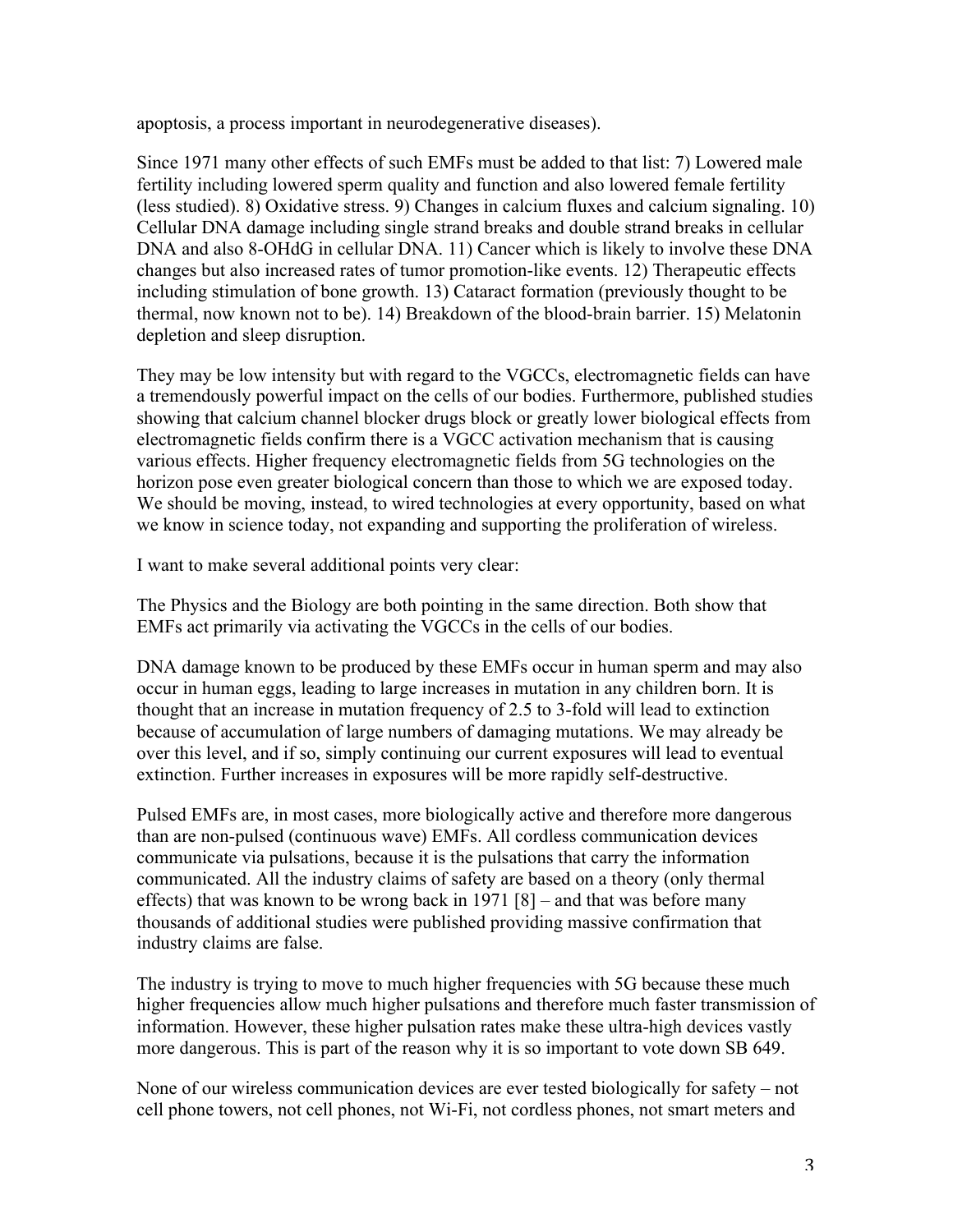apoptosis, a process important in neurodegenerative diseases).

Since 1971 many other effects of such EMFs must be added to that list: 7) Lowered male fertility including lowered sperm quality and function and also lowered female fertility (less studied). 8) Oxidative stress. 9) Changes in calcium fluxes and calcium signaling. 10) Cellular DNA damage including single strand breaks and double strand breaks in cellular DNA and also 8-OHdG in cellular DNA. 11) Cancer which is likely to involve these DNA changes but also increased rates of tumor promotion-like events. 12) Therapeutic effects including stimulation of bone growth. 13) Cataract formation (previously thought to be thermal, now known not to be). 14) Breakdown of the blood-brain barrier. 15) Melatonin depletion and sleep disruption.

They may be low intensity but with regard to the VGCCs, electromagnetic fields can have a tremendously powerful impact on the cells of our bodies. Furthermore, published studies showing that calcium channel blocker drugs block or greatly lower biological effects from electromagnetic fields confirm there is a VGCC activation mechanism that is causing various effects. Higher frequency electromagnetic fields from 5G technologies on the horizon pose even greater biological concern than those to which we are exposed today. We should be moving, instead, to wired technologies at every opportunity, based on what we know in science today, not expanding and supporting the proliferation of wireless.

I want to make several additional points very clear:

The Physics and the Biology are both pointing in the same direction. Both show that EMFs act primarily via activating the VGCCs in the cells of our bodies.

DNA damage known to be produced by these EMFs occur in human sperm and may also occur in human eggs, leading to large increases in mutation in any children born. It is thought that an increase in mutation frequency of 2.5 to 3-fold will lead to extinction because of accumulation of large numbers of damaging mutations. We may already be over this level, and if so, simply continuing our current exposures will lead to eventual extinction. Further increases in exposures will be more rapidly self-destructive.

Pulsed EMFs are, in most cases, more biologically active and therefore more dangerous than are non-pulsed (continuous wave) EMFs. All cordless communication devices communicate via pulsations, because it is the pulsations that carry the information communicated. All the industry claims of safety are based on a theory (only thermal effects) that was known to be wrong back in 1971 [8] – and that was before many thousands of additional studies were published providing massive confirmation that industry claims are false.

The industry is trying to move to much higher frequencies with 5G because these much higher frequencies allow much higher pulsations and therefore much faster transmission of information. However, these higher pulsation rates make these ultra-high devices vastly more dangerous. This is part of the reason why it is so important to vote down SB 649.

None of our wireless communication devices are ever tested biologically for safety – not cell phone towers, not cell phones, not Wi-Fi, not cordless phones, not smart meters and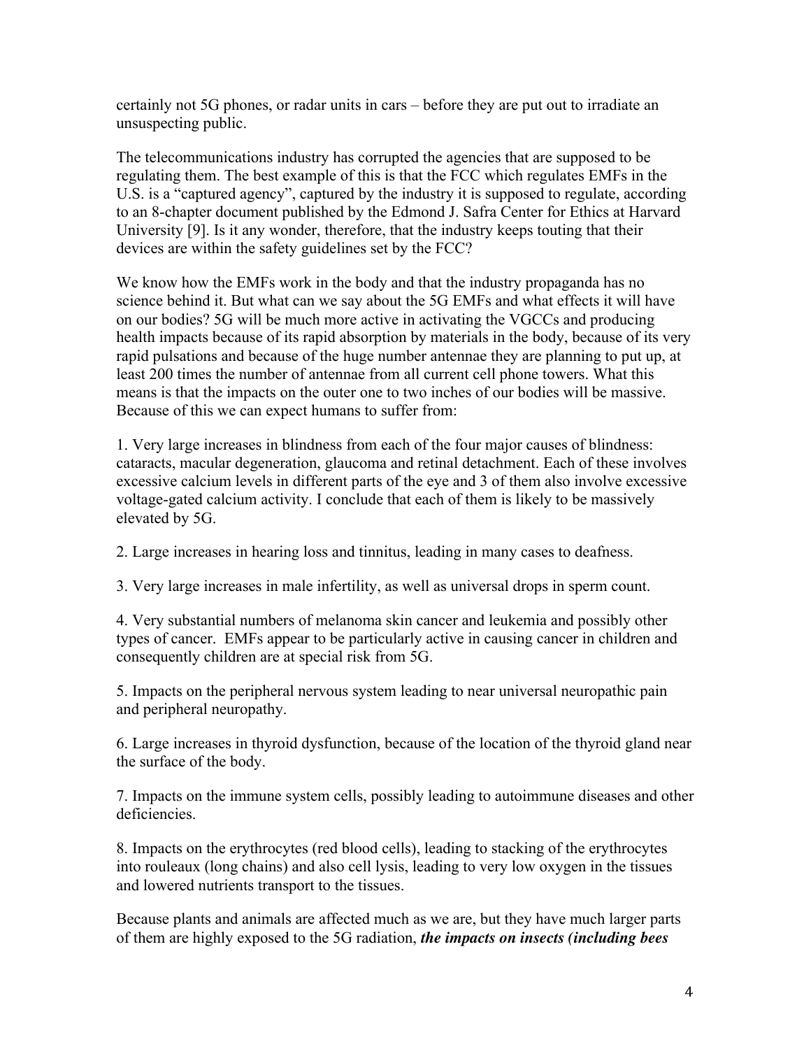certainly not 5G phones, or radar units in cars – before they are put out to irradiate an unsuspecting public.

The telecommunications industry has corrupted the agencies that are supposed to be regulating them. The best example of this is that the FCC which regulates EMFs in the U.S. is a "captured agency", captured by the industry it is supposed to regulate, according to an 8-chapter document published by the Edmond J. Safra Center for Ethics at Harvard University [9]. Is it any wonder, therefore, that the industry keeps touting that their devices are within the safety guidelines set by the FCC?

We know how the EMFs work in the body and that the industry propaganda has no science behind it. But what can we say about the 5G EMFs and what effects it will have on our bodies? 5G will be much more active in activating the VGCCs and producing health impacts because of its rapid absorption by materials in the body, because of its very rapid pulsations and because of the huge number antennae they are planning to put up, at least 200 times the number of antennae from all current cell phone towers. What this means is that the impacts on the outer one to two inches of our bodies will be massive. Because of this we can expect humans to suffer from:

1. Very large increases in blindness from each of the four major causes of blindness: cataracts, macular degeneration, glaucoma and retinal detachment. Each of these involves excessive calcium levels in different parts of the eye and 3 of them also involve excessive voltage-gated calcium activity. I conclude that each of them is likely to be massively elevated by 5G.

2. Large increases in hearing loss and tinnitus, leading in many cases to deafness.

3. Very large increases in male infertility, as well as universal drops in sperm count.

4. Very substantial numbers of melanoma skin cancer and leukemia and possibly other types of cancer. EMFs appear to be particularly active in causing cancer in children and consequently children are at special risk from 5G.

5. Impacts on the peripheral nervous system leading to near universal neuropathic pain and peripheral neuropathy.

6. Large increases in thyroid dysfunction, because of the location of the thyroid gland near the surface of the body.

7. Impacts on the immune system cells, possibly leading to autoimmune diseases and other deficiencies.

8. Impacts on the erythrocytes (red blood cells), leading to stacking of the erythrocytes into rouleaux (long chains) and also cell lysis, leading to very low oxygen in the tissues and lowered nutrients transport to the tissues.

Because plants and animals are affected much as we are, but they have much larger parts of them are highly exposed to the 5G radiation, ***the impacts on insects (including bees***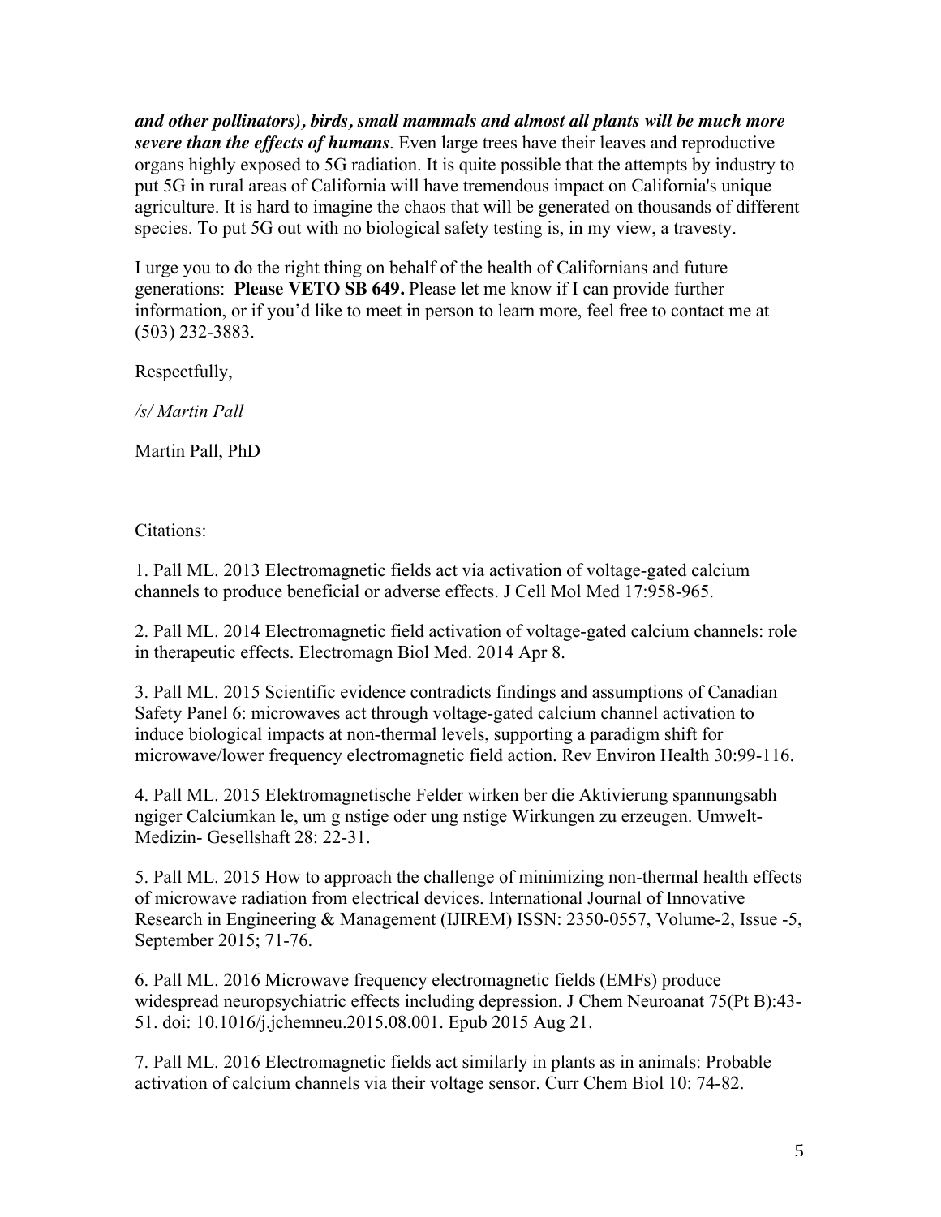***and other pollinators), birds, small mammals and almost all plants will be much more severe than the effects of humans***. Even large trees have their leaves and reproductive organs highly exposed to 5G radiation. It is quite possible that the attempts by industry to put 5G in rural areas of California will have tremendous impact on California's unique agriculture. It is hard to imagine the chaos that will be generated on thousands of different species. To put 5G out with no biological safety testing is, in my view, a travesty.

I urge you to do the right thing on behalf of the health of Californians and future generations: **Please VETO SB 649.** Please let me know if I can provide further information, or if you'd like to meet in person to learn more, feel free to contact me at (503) 232-3883.

Respectfully,

*/s/ Martin Pall*

Martin Pall, PhD

Citations:

1. Pall ML. 2013 Electromagnetic fields act via activation of voltage-gated calcium channels to produce beneficial or adverse effects. J Cell Mol Med 17:958-965.

2. Pall ML. 2014 Electromagnetic field activation of voltage-gated calcium channels: role in therapeutic effects. Electromagn Biol Med. 2014 Apr 8.

3. Pall ML. 2015 Scientific evidence contradicts findings and assumptions of Canadian Safety Panel 6: microwaves act through voltage-gated calcium channel activation to induce biological impacts at non-thermal levels, supporting a paradigm shift for microwave/lower frequency electromagnetic field action. Rev Environ Health 30:99-116.

4. Pall ML. 2015 Elektromagnetische Felder wirken ber die Aktivierung spannungsabh ngiger Calciumkan le, um g nstige oder ung nstige Wirkungen zu erzeugen. Umwelt-Medizin- Gesellshaft 28: 22-31.

5. Pall ML. 2015 How to approach the challenge of minimizing non-thermal health effects of microwave radiation from electrical devices. International Journal of Innovative Research in Engineering & Management (IJIREM) ISSN: 2350-0557, Volume-2, Issue -5, September 2015; 71-76.

6. Pall ML. 2016 Microwave frequency electromagnetic fields (EMFs) produce widespread neuropsychiatric effects including depression. J Chem Neuroanat 75(Pt B):43-51. doi: 10.1016/j.jchemneu.2015.08.001. Epub 2015 Aug 21.

7. Pall ML. 2016 Electromagnetic fields act similarly in plants as in animals: Probable activation of calcium channels via their voltage sensor. Curr Chem Biol 10: 74-82.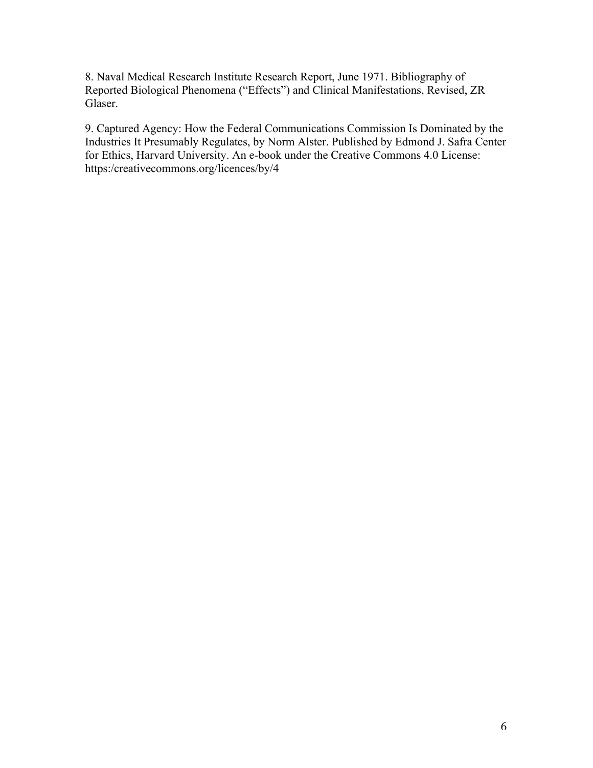8. Naval Medical Research Institute Research Report, June 1971. Bibliography of Reported Biological Phenomena ("Effects") and Clinical Manifestations, Revised, ZR Glaser.

9. Captured Agency: How the Federal Communications Commission Is Dominated by the Industries It Presumably Regulates, by Norm Alster. Published by Edmond J. Safra Center for Ethics, Harvard University. An e-book under the Creative Commons 4.0 License: https:/creativecommons.org/licences/by/4